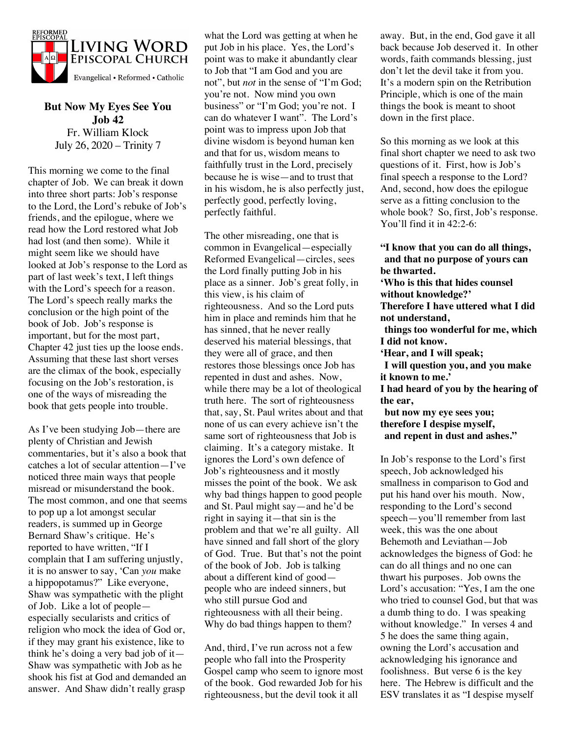REFORMED EPISCOPAL

# Living Word Episcopal Church

Evangelical • Reformed • Catholic

**But Now My Eyes See You**
**Job 42**
Fr. William Klock
July 26, 2020 – Trinity 7

This morning we come to the final chapter of Job. We can break it down into three short parts: Job's response to the Lord, the Lord's rebuke of Job's friends, and the epilogue, where we read how the Lord restored what Job had lost (and then some). While it might seem like we should have looked at Job's response to the Lord as part of last week's text, I left things with the Lord's speech for a reason. The Lord's speech really marks the conclusion or the high point of the book of Job. Job's response is important, but for the most part, Chapter 42 just ties up the loose ends. Assuming that these last short verses are the climax of the book, especially focusing on the Job's restoration, is one of the ways of misreading the book that gets people into trouble.

As I've been studying Job—there are plenty of Christian and Jewish commentaries, but it's also a book that catches a lot of secular attention—I've noticed three main ways that people misread or misunderstand the book. The most common, and one that seems to pop up a lot amongst secular readers, is summed up in George Bernard Shaw's critique. He's reported to have written, "If I complain that I am suffering unjustly, it is no answer to say, 'Can *you* make a hippopotamus?" Like everyone, Shaw was sympathetic with the plight of Job. Like a lot of people—especially secularists and critics of religion who mock the idea of God or, if they may grant his existence, like to think he's doing a very bad job of it—Shaw was sympathetic with Job as he shook his fist at God and demanded an answer. And Shaw didn't really grasp what the Lord was getting at when he put Job in his place. Yes, the Lord's point was to make it abundantly clear to Job that "I am God and you are not", but *not* in the sense of "I'm God; you're not. Now mind you own business" or "I'm God; you're not. I can do whatever I want". The Lord's point was to impress upon Job that divine wisdom is beyond human ken and that for us, wisdom means to faithfully trust in the Lord, precisely because he is wise—and to trust that in his wisdom, he is also perfectly just, perfectly good, perfectly loving, perfectly faithful.

The other misreading, one that is common in Evangelical—especially Reformed Evangelical—circles, sees the Lord finally putting Job in his place as a sinner. Job's great folly, in this view, is his claim of righteousness. And so the Lord puts him in place and reminds him that he has sinned, that he never really deserved his material blessings, that they were all of grace, and then restores those blessings once Job has repented in dust and ashes. Now, while there may be a lot of theological truth here. The sort of righteousness that, say, St. Paul writes about and that none of us can every achieve isn't the same sort of righteousness that Job is claiming. It's a category mistake. It ignores the Lord's own defence of Job's righteousness and it mostly misses the point of the book. We ask why bad things happen to good people and St. Paul might say—and he'd be right in saying it—that sin is the problem and that we're all guilty. All have sinned and fall short of the glory of God. True. But that's not the point of the book of Job. Job is talking about a different kind of good—people who are indeed sinners, but who still pursue God and righteousness with all their being. Why do bad things happen to them?

And, third, I've run across not a few people who fall into the Prosperity Gospel camp who seem to ignore most of the book. God rewarded Job for his righteousness, but the devil took it all away. But, in the end, God gave it all back because Job deserved it. In other words, faith commands blessing, just don't let the devil take it from you. It's a modern spin on the Retribution Principle, which is one of the main things the book is meant to shoot down in the first place.

So this morning as we look at this final short chapter we need to ask two questions of it. First, how is Job's final speech a response to the Lord? And, second, how does the epilogue serve as a fitting conclusion to the whole book? So, first, Job's response. You'll find it in 42:2-6:

**"I know that you can do all things,**
**and that no purpose of yours can be thwarted.**
**'Who is this that hides counsel without knowledge?'**
**Therefore I have uttered what I did not understand,**
**things too wonderful for me, which I did not know.**
**'Hear, and I will speak;**
**I will question you, and you make it known to me.'**
**I had heard of you by the hearing of the ear,**
**but now my eye sees you;**
**therefore I despise myself,**
**and repent in dust and ashes."**

In Job's response to the Lord's first speech, Job acknowledged his smallness in comparison to God and put his hand over his mouth. Now, responding to the Lord's second speech—you'll remember from last week, this was the one about Behemoth and Leviathan—Job acknowledges the bigness of God: he can do all things and no one can thwart his purposes. Job owns the Lord's accusation: "Yes, I am the one who tried to counsel God, but that was a dumb thing to do. I was speaking without knowledge." In verses 4 and 5 he does the same thing again, owning the Lord's accusation and acknowledging his ignorance and foolishness. But verse 6 is the key here. The Hebrew is difficult and the ESV translates it as "I despise myself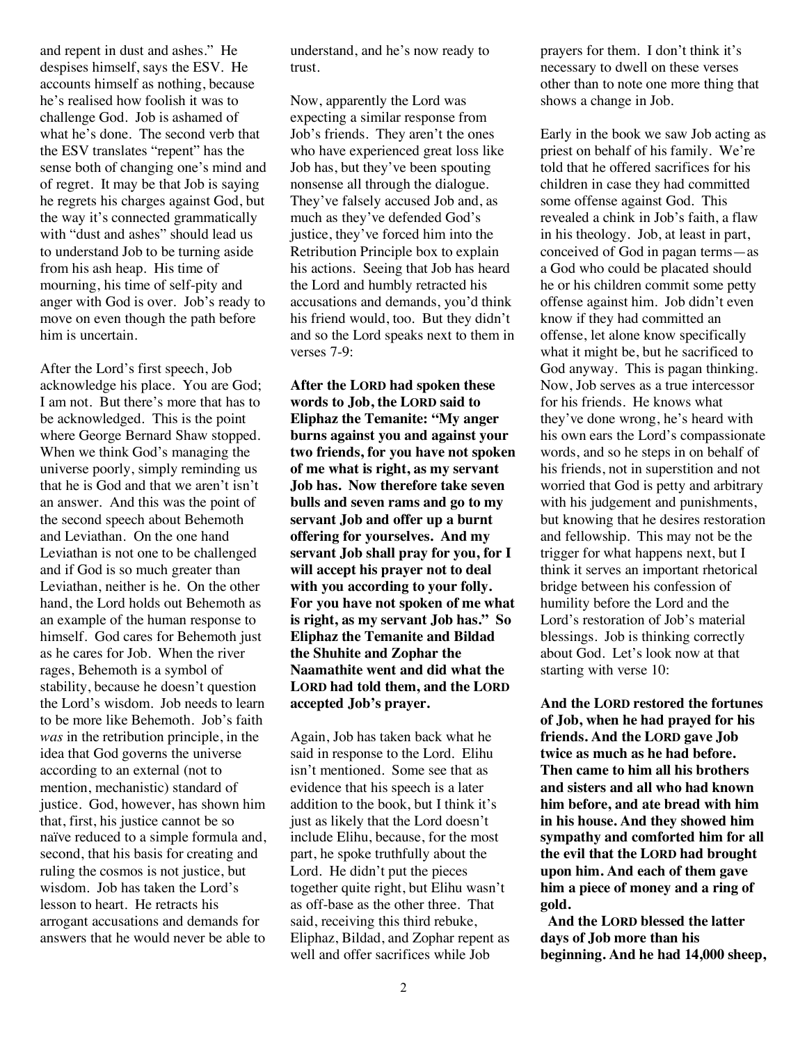and repent in dust and ashes." He despises himself, says the ESV. He accounts himself as nothing, because he's realised how foolish it was to challenge God. Job is ashamed of what he's done. The second verb that the ESV translates "repent" has the sense both of changing one's mind and of regret. It may be that Job is saying he regrets his charges against God, but the way it's connected grammatically with "dust and ashes" should lead us to understand Job to be turning aside from his ash heap. His time of mourning, his time of self-pity and anger with God is over. Job's ready to move on even though the path before him is uncertain.

After the Lord's first speech, Job acknowledge his place. You are God; I am not. But there's more that has to be acknowledged. This is the point where George Bernard Shaw stopped. When we think God's managing the universe poorly, simply reminding us that he is God and that we aren't isn't an answer. And this was the point of the second speech about Behemoth and Leviathan. On the one hand Leviathan is not one to be challenged and if God is so much greater than Leviathan, neither is he. On the other hand, the Lord holds out Behemoth as an example of the human response to himself. God cares for Behemoth just as he cares for Job. When the river rages, Behemoth is a symbol of stability, because he doesn't question the Lord's wisdom. Job needs to learn to be more like Behemoth. Job's faith *was* in the retribution principle, in the idea that God governs the universe according to an external (not to mention, mechanistic) standard of justice. God, however, has shown him that, first, his justice cannot be so naïve reduced to a simple formula and, second, that his basis for creating and ruling the cosmos is not justice, but wisdom. Job has taken the Lord's lesson to heart. He retracts his arrogant accusations and demands for answers that he would never be able to understand, and he's now ready to trust.

Now, apparently the Lord was expecting a similar response from Job's friends. They aren't the ones who have experienced great loss like Job has, but they've been spouting nonsense all through the dialogue. They've falsely accused Job and, as much as they've defended God's justice, they've forced him into the Retribution Principle box to explain his actions. Seeing that Job has heard the Lord and humbly retracted his accusations and demands, you'd think his friend would, too. But they didn't and so the Lord speaks next to them in verses 7-9:

**After the LORD had spoken these words to Job, the LORD said to Eliphaz the Temanite: "My anger burns against you and against your two friends, for you have not spoken of me what is right, as my servant Job has. Now therefore take seven bulls and seven rams and go to my servant Job and offer up a burnt offering for yourselves. And my servant Job shall pray for you, for I will accept his prayer not to deal with you according to your folly. For you have not spoken of me what is right, as my servant Job has." So Eliphaz the Temanite and Bildad the Shuhite and Zophar the Naamathite went and did what the LORD had told them, and the LORD accepted Job's prayer.**

Again, Job has taken back what he said in response to the Lord. Elihu isn't mentioned. Some see that as evidence that his speech is a later addition to the book, but I think it's just as likely that the Lord doesn't include Elihu, because, for the most part, he spoke truthfully about the Lord. He didn't put the pieces together quite right, but Elihu wasn't as off-base as the other three. That said, receiving this third rebuke, Eliphaz, Bildad, and Zophar repent as well and offer sacrifices while Job prayers for them. I don't think it's necessary to dwell on these verses other than to note one more thing that shows a change in Job.

Early in the book we saw Job acting as priest on behalf of his family. We're told that he offered sacrifices for his children in case they had committed some offense against God. This revealed a chink in Job's faith, a flaw in his theology. Job, at least in part, conceived of God in pagan terms—as a God who could be placated should he or his children commit some petty offense against him. Job didn't even know if they had committed an offense, let alone know specifically what it might be, but he sacrificed to God anyway. This is pagan thinking. Now, Job serves as a true intercessor for his friends. He knows what they've done wrong, he's heard with his own ears the Lord's compassionate words, and so he steps in on behalf of his friends, not in superstition and not worried that God is petty and arbitrary with his judgement and punishments, but knowing that he desires restoration and fellowship. This may not be the trigger for what happens next, but I think it serves an important rhetorical bridge between his confession of humility before the Lord and the Lord's restoration of Job's material blessings. Job is thinking correctly about God. Let's look now at that starting with verse 10:

**And the LORD restored the fortunes of Job, when he had prayed for his friends. And the LORD gave Job twice as much as he had before. Then came to him all his brothers and sisters and all who had known him before, and ate bread with him in his house. And they showed him sympathy and comforted him for all the evil that the LORD had brought upon him. And each of them gave him a piece of money and a ring of gold.**

**And the LORD blessed the latter days of Job more than his beginning. And he had 14,000 sheep,**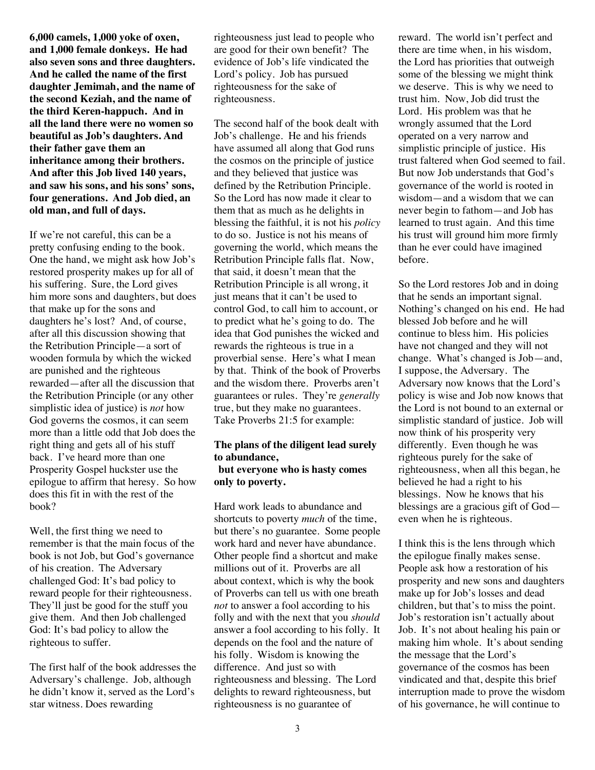**6,000 camels, 1,000 yoke of oxen, and 1,000 female donkeys. He had also seven sons and three daughters. And he called the name of the first daughter Jemimah, and the name of the second Keziah, and the name of the third Keren-happuch. And in all the land there were no women so beautiful as Job's daughters. And their father gave them an inheritance among their brothers. And after this Job lived 140 years, and saw his sons, and his sons' sons, four generations. And Job died, an old man, and full of days.**

If we're not careful, this can be a pretty confusing ending to the book. One the hand, we might ask how Job's restored prosperity makes up for all of his suffering. Sure, the Lord gives him more sons and daughters, but does that make up for the sons and daughters he's lost? And, of course, after all this discussion showing that the Retribution Principle—a sort of wooden formula by which the wicked are punished and the righteous rewarded—after all the discussion that the Retribution Principle (or any other simplistic idea of justice) is *not* how God governs the cosmos, it can seem more than a little odd that Job does the right thing and gets all of his stuff back. I've heard more than one Prosperity Gospel huckster use the epilogue to affirm that heresy. So how does this fit in with the rest of the book?

Well, the first thing we need to remember is that the main focus of the book is not Job, but God's governance of his creation. The Adversary challenged God: It's bad policy to reward people for their righteousness. They'll just be good for the stuff you give them. And then Job challenged God: It's bad policy to allow the righteous to suffer.

The first half of the book addresses the Adversary's challenge. Job, although he didn't know it, served as the Lord's star witness. Does rewarding righteousness just lead to people who are good for their own benefit? The evidence of Job's life vindicated the Lord's policy. Job has pursued righteousness for the sake of righteousness.

The second half of the book dealt with Job's challenge. He and his friends have assumed all along that God runs the cosmos on the principle of justice and they believed that justice was defined by the Retribution Principle. So the Lord has now made it clear to them that as much as he delights in blessing the faithful, it is not his *policy* to do so. Justice is not his means of governing the world, which means the Retribution Principle falls flat. Now, that said, it doesn't mean that the Retribution Principle is all wrong, it just means that it can't be used to control God, to call him to account, or to predict what he's going to do. The idea that God punishes the wicked and rewards the righteous is true in a proverbial sense. Here's what I mean by that. Think of the book of Proverbs and the wisdom there. Proverbs aren't guarantees or rules. They're *generally* true, but they make no guarantees. Take Proverbs 21:5 for example:

**The plans of the diligent lead surely to abundance,**
**but everyone who is hasty comes only to poverty.**

Hard work leads to abundance and shortcuts to poverty *much* of the time, but there's no guarantee. Some people work hard and never have abundance. Other people find a shortcut and make millions out of it. Proverbs are all about context, which is why the book of Proverbs can tell us with one breath *not* to answer a fool according to his folly and with the next that you *should* answer a fool according to his folly. It depends on the fool and the nature of his folly. Wisdom is knowing the difference. And just so with righteousness and blessing. The Lord delights to reward righteousness, but righteousness is no guarantee of reward. The world isn't perfect and there are time when, in his wisdom, the Lord has priorities that outweigh some of the blessing we might think we deserve. This is why we need to trust him. Now, Job did trust the Lord. His problem was that he wrongly assumed that the Lord operated on a very narrow and simplistic principle of justice. His trust faltered when God seemed to fail. But now Job understands that God's governance of the world is rooted in wisdom—and a wisdom that we can never begin to fathom—and Job has learned to trust again. And this time his trust will ground him more firmly than he ever could have imagined before.

So the Lord restores Job and in doing that he sends an important signal. Nothing's changed on his end. He had blessed Job before and he will continue to bless him. His policies have not changed and they will not change. What's changed is Job—and, I suppose, the Adversary. The Adversary now knows that the Lord's policy is wise and Job now knows that the Lord is not bound to an external or simplistic standard of justice. Job will now think of his prosperity very differently. Even though he was righteous purely for the sake of righteousness, when all this began, he believed he had a right to his blessings. Now he knows that his blessings are a gracious gift of God—even when he is righteous.

I think this is the lens through which the epilogue finally makes sense. People ask how a restoration of his prosperity and new sons and daughters make up for Job's losses and dead children, but that's to miss the point. Job's restoration isn't actually about Job. It's not about healing his pain or making him whole. It's about sending the message that the Lord's governance of the cosmos has been vindicated and that, despite this brief interruption made to prove the wisdom of his governance, he will continue to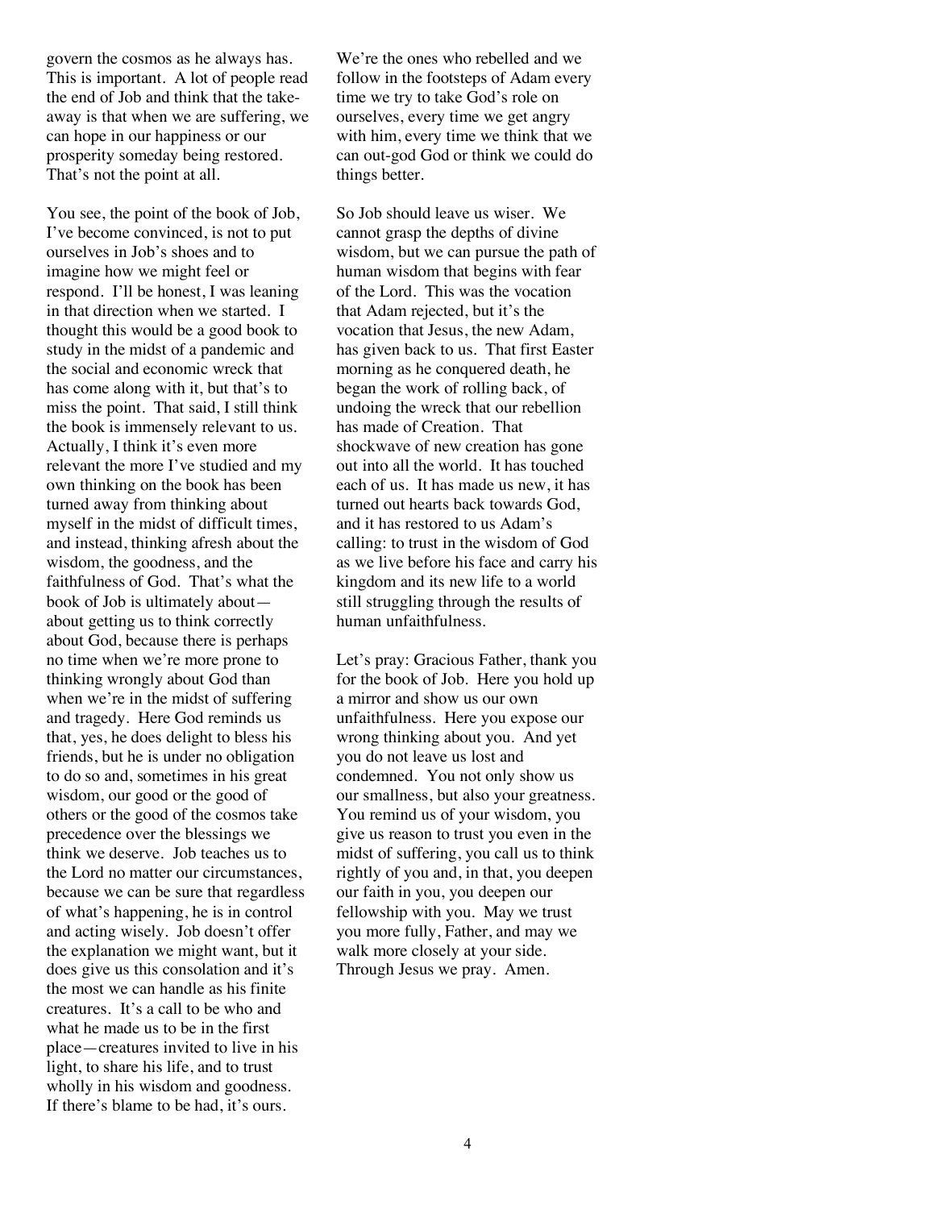govern the cosmos as he always has. This is important. A lot of people read the end of Job and think that the take-away is that when we are suffering, we can hope in our happiness or our prosperity someday being restored. That's not the point at all.

You see, the point of the book of Job, I've become convinced, is not to put ourselves in Job's shoes and to imagine how we might feel or respond. I'll be honest, I was leaning in that direction when we started. I thought this would be a good book to study in the midst of a pandemic and the social and economic wreck that has come along with it, but that's to miss the point. That said, I still think the book is immensely relevant to us. Actually, I think it's even more relevant the more I've studied and my own thinking on the book has been turned away from thinking about myself in the midst of difficult times, and instead, thinking afresh about the wisdom, the goodness, and the faithfulness of God. That's what the book of Job is ultimately about—about getting us to think correctly about God, because there is perhaps no time when we're more prone to thinking wrongly about God than when we're in the midst of suffering and tragedy. Here God reminds us that, yes, he does delight to bless his friends, but he is under no obligation to do so and, sometimes in his great wisdom, our good or the good of others or the good of the cosmos take precedence over the blessings we think we deserve. Job teaches us to the Lord no matter our circumstances, because we can be sure that regardless of what's happening, he is in control and acting wisely. Job doesn't offer the explanation we might want, but it does give us this consolation and it's the most we can handle as his finite creatures. It's a call to be who and what he made us to be in the first place—creatures invited to live in his light, to share his life, and to trust wholly in his wisdom and goodness. If there's blame to be had, it's ours. We're the ones who rebelled and we follow in the footsteps of Adam every time we try to take God's role on ourselves, every time we get angry with him, every time we think that we can out-god God or think we could do things better.

So Job should leave us wiser. We cannot grasp the depths of divine wisdom, but we can pursue the path of human wisdom that begins with fear of the Lord. This was the vocation that Adam rejected, but it's the vocation that Jesus, the new Adam, has given back to us. That first Easter morning as he conquered death, he began the work of rolling back, of undoing the wreck that our rebellion has made of Creation. That shockwave of new creation has gone out into all the world. It has touched each of us. It has made us new, it has turned out hearts back towards God, and it has restored to us Adam's calling: to trust in the wisdom of God as we live before his face and carry his kingdom and its new life to a world still struggling through the results of human unfaithfulness.

Let's pray: Gracious Father, thank you for the book of Job. Here you hold up a mirror and show us our own unfaithfulness. Here you expose our wrong thinking about you. And yet you do not leave us lost and condemned. You not only show us our smallness, but also your greatness. You remind us of your wisdom, you give us reason to trust you even in the midst of suffering, you call us to think rightly of you and, in that, you deepen our faith in you, you deepen our fellowship with you. May we trust you more fully, Father, and may we walk more closely at your side. Through Jesus we pray. Amen.